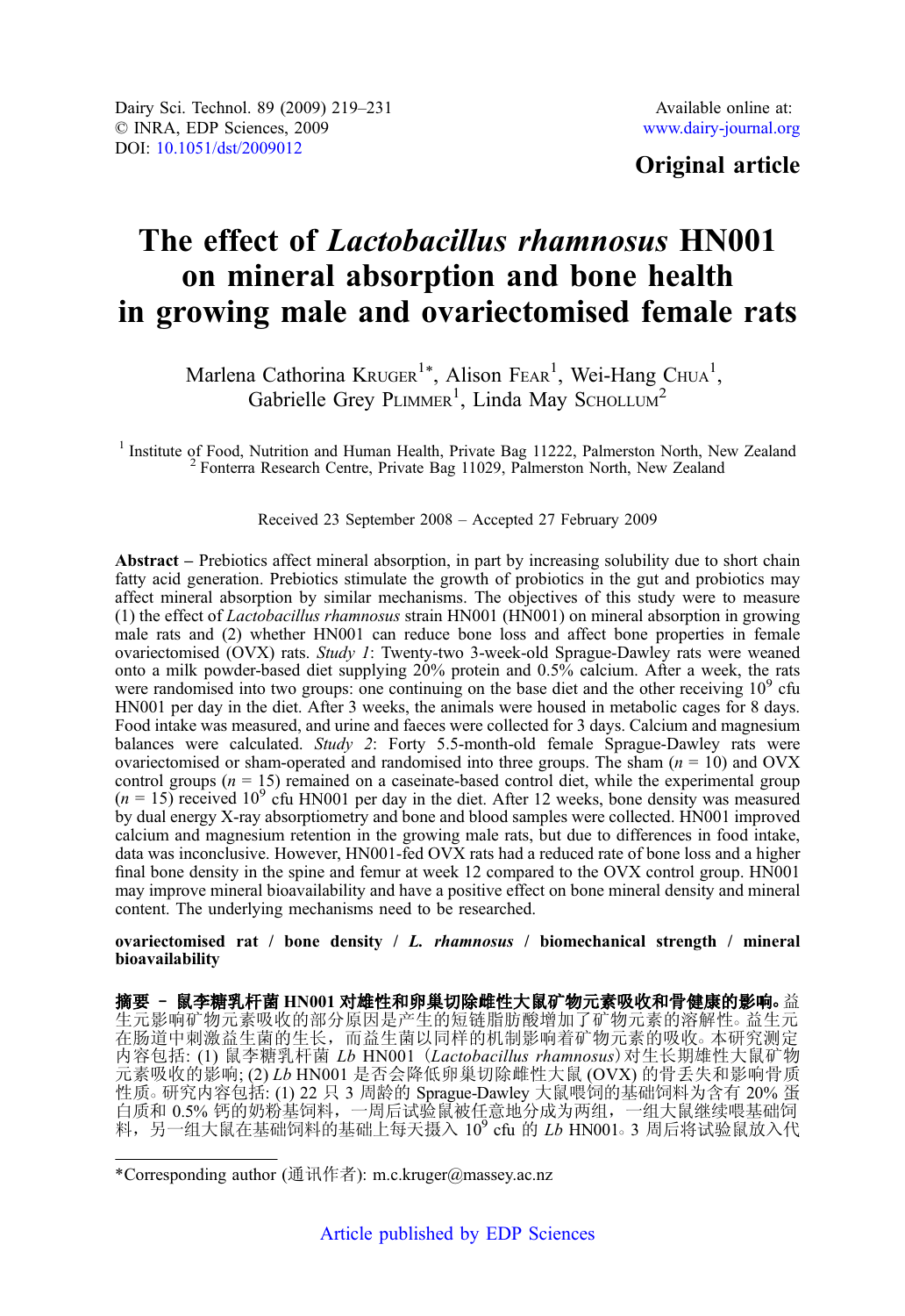Dairy Sci. Technol. 89 (2009) 219–231
© INRA, EDP Sciences, 2009
DOI: 10.1051/dst/2009012

Available online at:
www.dairy-journal.org

**Original article**

# The effect of *Lactobacillus rhamnosus* HN001 on mineral absorption and bone health in growing male and ovariectomised female rats

Marlena Cathorina Kruger[1*], Alison Fear[1], Wei-Hang Chua[1], Gabrielle Grey Plimmer[1], Linda May Schollum[2]

[1] Institute of Food, Nutrition and Human Health, Private Bag 11222, Palmerston North, New Zealand
[2] Fonterra Research Centre, Private Bag 11029, Palmerston North, New Zealand

Received 23 September 2008 – Accepted 27 February 2009

**Abstract** – Prebiotics affect mineral absorption, in part by increasing solubility due to short chain fatty acid generation. Prebiotics stimulate the growth of probiotics in the gut and probiotics may affect mineral absorption by similar mechanisms. The objectives of this study were to measure (1) the effect of *Lactobacillus rhamnosus* strain HN001 (HN001) on mineral absorption in growing male rats and (2) whether HN001 can reduce bone loss and affect bone properties in female ovariectomised (OVX) rats. *Study 1*: Twenty-two 3-week-old Sprague-Dawley rats were weaned onto a milk powder-based diet supplying 20% protein and 0.5% calcium. After a week, the rats were randomised into two groups: one continuing on the base diet and the other receiving $10^9$ cfu HN001 per day in the diet. After 3 weeks, the animals were housed in metabolic cages for 8 days. Food intake was measured, and urine and faeces were collected for 3 days. Calcium and magnesium balances were calculated. *Study 2*: Forty 5.5-month-old female Sprague-Dawley rats were ovariectomised or sham-operated and randomised into three groups. The sham ($n$ = 10) and OVX control groups ($n$ = 15) remained on a caseinate-based control diet, while the experimental group ($n$ = 15) received $10^9$ cfu HN001 per day in the diet. After 12 weeks, bone density was measured by dual energy X-ray absorptiometry and bone and blood samples were collected. HN001 improved calcium and magnesium retention in the growing male rats, but due to differences in food intake, data was inconclusive. However, HN001-fed OVX rats had a reduced rate of bone loss and a higher final bone density in the spine and femur at week 12 compared to the OVX control group. HN001 may improve mineral bioavailability and have a positive effect on bone mineral density and mineral content. The underlying mechanisms need to be researched.

**ovariectomised rat / bone density / *L. rhamnosus* / biomechanical strength / mineral bioavailability**

**摘要 – 鼠李糖乳杆菌 HN001 对雄性和卵巢切除雌性大鼠矿物元素吸收和骨健康的影响。**益生元影响矿物元素吸收的部分原因是产生的短链脂肪酸增加了矿物元素的溶解性。益生元在肠道中刺激益生菌的生长，而益生菌以同样的机制影响着矿物元素的吸收。本研究测定内容包括: (1) 鼠李糖乳杆菌 *Lb* HN001 (*Lactobacillus rhamnosus*) 对生长期雄性大鼠矿物元素吸收的影响; (2) *Lb* HN001 是否会降低卵巢切除雌性大鼠 (OVX) 的骨丢失和影响骨质性质。研究内容包括: (1) 22 只 3 周龄的 Sprague-Dawley 大鼠喂饲的基础饲料为含有 20% 蛋白质和 0.5% 钙的奶粉基饲料，一周后试验鼠被任意地分成为两组，一组大鼠继续喂基础饲料，另一组大鼠在基础饲料的基础上每天摄入 $10^9$ cfu 的 *Lb* HN001。3 周后将试验鼠放入代

*Corresponding author (通讯作者): m.c.kruger@massey.ac.nz

Article published by EDP Sciences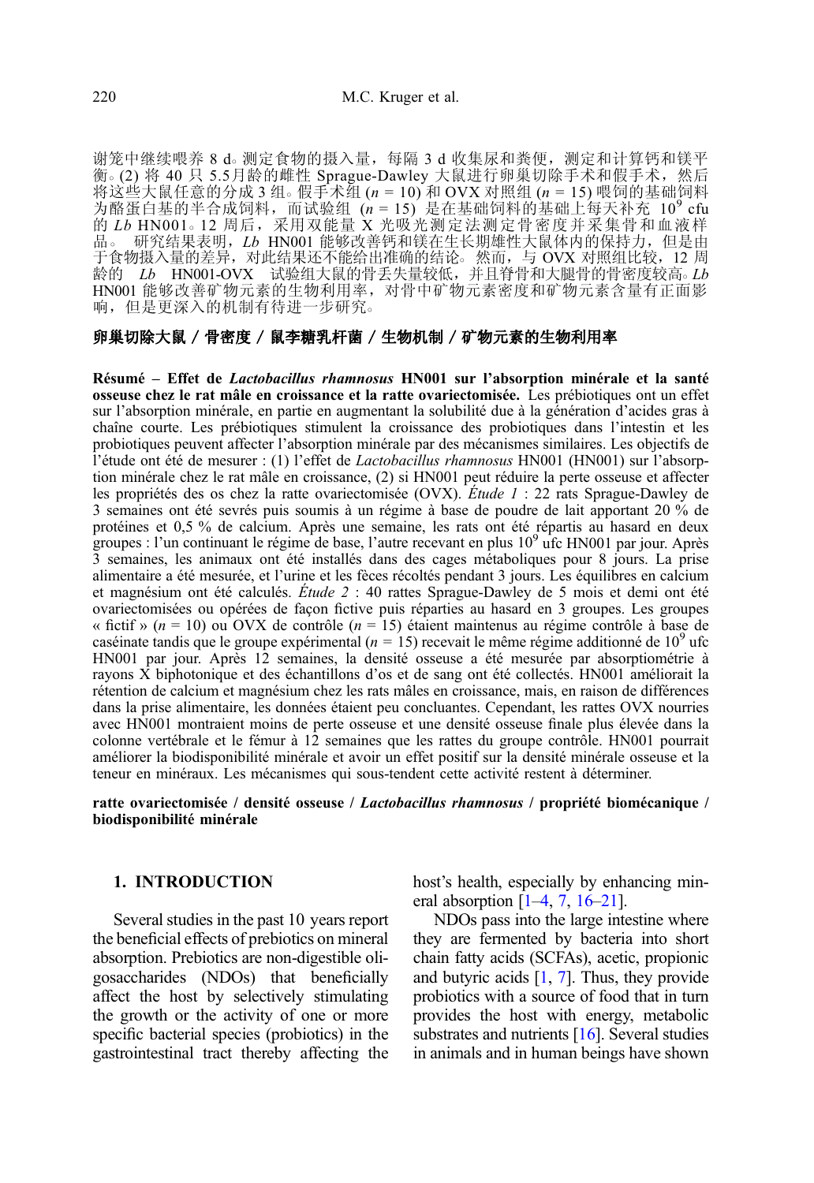谢笼中继续喂养 8 d。测定食物的摄入量，每隔 3 d 收集尿和粪便，测定和计算钙和镁平衡。(2) 将 40 只 5.5月龄的雌性 Sprague-Dawley 大鼠进行卵巢切除手术和假手术，然后将这些大鼠任意的分成 3 组。假手术组 ($n$ = 10) 和 OVX 对照组 ($n$ = 15) 喂饲的基础饲料为酪蛋白基的半合成饲料，而试验组 ($n$ = 15) 是在基础饲料的基础上每天补充 $10^9$ cfu 的 *Lb* HN001。12 周后，采用双能量 X 光吸光测定法测定骨密度并采集骨和血液样品。研究结果表明，*Lb* HN001 能够改善钙和镁在生长期雄性大鼠体内的保持力，但是由于食物摄入量的差异，对此结果还不能给出准确的结论。然而，与 OVX 对照组比较，12 周龄的 *Lb* HN001-OVX 试验组大鼠的骨丢失量较低，并且脊骨和大腿骨的骨密度较高。*Lb* HN001 能够改善矿物元素的生物利用率，对骨中矿物元素密度和矿物元素含量有正面影响，但是更深入的机制有待进一步研究。

**卵巢切除大鼠 / 骨密度 / 鼠李糖乳杆菌 / 生物机制 / 矿物元素的生物利用率**

**Résumé – Effet de *Lactobacillus rhamnosus* HN001 sur l'absorption minérale et la santé osseuse chez le rat mâle en croissance et la ratte ovariectomisée.** Les prébiotiques ont un effet sur l'absorption minérale, en partie en augmentant la solubilité due à la génération d'acides gras à chaîne courte. Les prébiotiques stimulent la croissance des probiotiques dans l'intestin et les probiotiques peuvent affecter l'absorption minérale par des mécanismes similaires. Les objectifs de l'étude ont été de mesurer : (1) l'effet de *Lactobacillus rhamnosus* HN001 (HN001) sur l'absorption minérale chez le rat mâle en croissance, (2) si HN001 peut réduire la perte osseuse et affecter les propriétés des os chez la ratte ovariectomisée (OVX). *Étude 1* : 22 rats Sprague-Dawley de 3 semaines ont été sevrés puis soumis à un régime à base de poudre de lait apportant 20 % de protéines et 0,5 % de calcium. Après une semaine, les rats ont été répartis au hasard en deux groupes : l'un continuant le régime de base, l'autre recevant en plus $10^9$ ufc HN001 par jour. Après 3 semaines, les animaux ont été installés dans des cages métaboliques pour 8 jours. La prise alimentaire a été mesurée, et l'urine et les fèces récoltés pendant 3 jours. Les équilibres en calcium et magnésium ont été calculés. *Étude 2* : 40 rattes Sprague-Dawley de 5 mois et demi ont été ovariectomisées ou opérées de façon fictive puis réparties au hasard en 3 groupes. Les groupes « fictif » ($n$ = 10) ou OVX de contrôle ($n$ = 15) étaient maintenus au régime contrôle à base de caséinate tandis que le groupe expérimental ($n$ = 15) recevait le même régime additionné de $10^9$ ufc HN001 par jour. Après 12 semaines, la densité osseuse a été mesurée par absorptiométrie à rayons X biphotonique et des échantillons d'os et de sang ont été collectés. HN001 améliorait la rétention de calcium et magnésium chez les rats mâles en croissance, mais, en raison de différences dans la prise alimentaire, les données étaient peu concluantes. Cependant, les rattes OVX nourries avec HN001 montraient moins de perte osseuse et une densité osseuse finale plus élevée dans la colonne vertébrale et le fémur à 12 semaines que les rattes du groupe contrôle. HN001 pourrait améliorer la biodisponibilité minérale et avoir un effet positif sur la densité minérale osseuse et la teneur en minéraux. Les mécanismes qui sous-tendent cette activité restent à déterminer.

**ratte ovariectomisée / densité osseuse / *Lactobacillus rhamnosus* / propriété biomécanique / biodisponibilité minérale**

## 1. INTRODUCTION

Several studies in the past 10 years report the beneficial effects of prebiotics on mineral absorption. Prebiotics are non-digestible oligosaccharides (NDOs) that beneficially affect the host by selectively stimulating the growth or the activity of one or more specific bacterial species (probiotics) in the gastrointestinal tract thereby affecting the host's health, especially by enhancing mineral absorption [1–4, 7, 16–21].

NDOs pass into the large intestine where they are fermented by bacteria into short chain fatty acids (SCFAs), acetic, propionic and butyric acids [1, 7]. Thus, they provide probiotics with a source of food that in turn provides the host with energy, metabolic substrates and nutrients [16]. Several studies in animals and in human beings have shown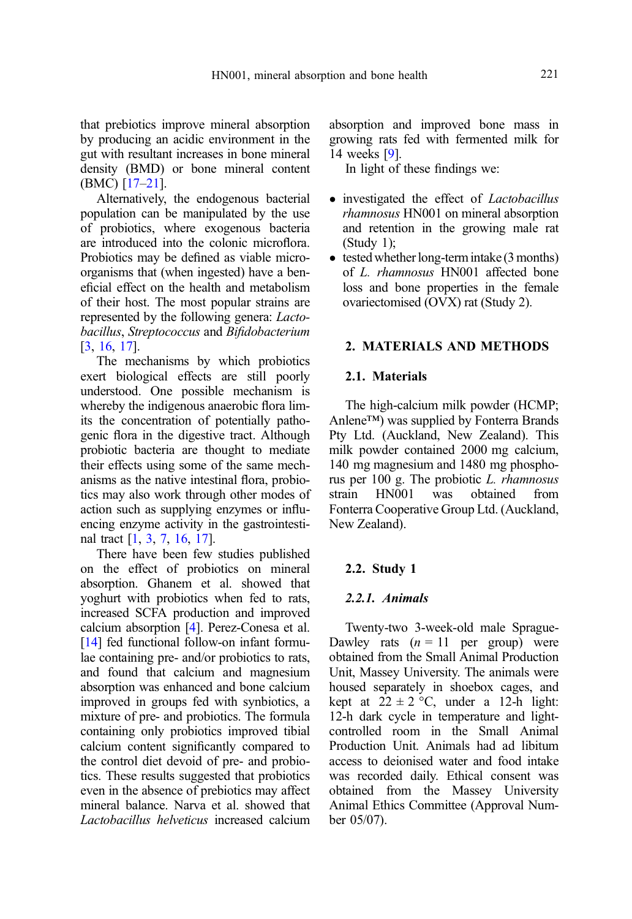that prebiotics improve mineral absorption by producing an acidic environment in the gut with resultant increases in bone mineral density (BMD) or bone mineral content (BMC) [17–21].

Alternatively, the endogenous bacterial population can be manipulated by the use of probiotics, where exogenous bacteria are introduced into the colonic microflora. Probiotics may be defined as viable microorganisms that (when ingested) have a beneficial effect on the health and metabolism of their host. The most popular strains are represented by the following genera: *Lactobacillus*, *Streptococcus* and *Bifidobacterium* [3, 16, 17].

The mechanisms by which probiotics exert biological effects are still poorly understood. One possible mechanism is whereby the indigenous anaerobic flora limits the concentration of potentially pathogenic flora in the digestive tract. Although probiotic bacteria are thought to mediate their effects using some of the same mechanisms as the native intestinal flora, probiotics may also work through other modes of action such as supplying enzymes or influencing enzyme activity in the gastrointestinal tract [1, 3, 7, 16, 17].

There have been few studies published on the effect of probiotics on mineral absorption. Ghanem et al. showed that yoghurt with probiotics when fed to rats, increased SCFA production and improved calcium absorption [4]. Perez-Conesa et al. [14] fed functional follow-on infant formulae containing pre- and/or probiotics to rats, and found that calcium and magnesium absorption was enhanced and bone calcium improved in groups fed with synbiotics, a mixture of pre- and probiotics. The formula containing only probiotics improved tibial calcium content significantly compared to the control diet devoid of pre- and probiotics. These results suggested that probiotics even in the absence of prebiotics may affect mineral balance. Narva et al. showed that *Lactobacillus helveticus* increased calcium absorption and improved bone mass in growing rats fed with fermented milk for 14 weeks [9].

In light of these findings we:

- investigated the effect of *Lactobacillus rhamnosus* HN001 on mineral absorption and retention in the growing male rat (Study 1);
- tested whether long-term intake (3 months) of *L. rhamnosus* HN001 affected bone loss and bone properties in the female ovariectomised (OVX) rat (Study 2).

## 2. MATERIALS AND METHODS

### 2.1. Materials

The high-calcium milk powder (HCMP; Anlene™) was supplied by Fonterra Brands Pty Ltd. (Auckland, New Zealand). This milk powder contained 2000 mg calcium, 140 mg magnesium and 1480 mg phosphorus per 100 g. The probiotic *L. rhamnosus* strain HN001 was obtained from Fonterra Cooperative Group Ltd. (Auckland, New Zealand).

### 2.2. Study 1

#### *2.2.1. Animals*

Twenty-two 3-week-old male Sprague-Dawley rats ($n = 11$ per group) were obtained from the Small Animal Production Unit, Massey University. The animals were housed separately in shoebox cages, and kept at 22 ± 2 °C, under a 12-h light: 12-h dark cycle in temperature and light-controlled room in the Small Animal Production Unit. Animals had ad libitum access to deionised water and food intake was recorded daily. Ethical consent was obtained from the Massey University Animal Ethics Committee (Approval Number 05/07).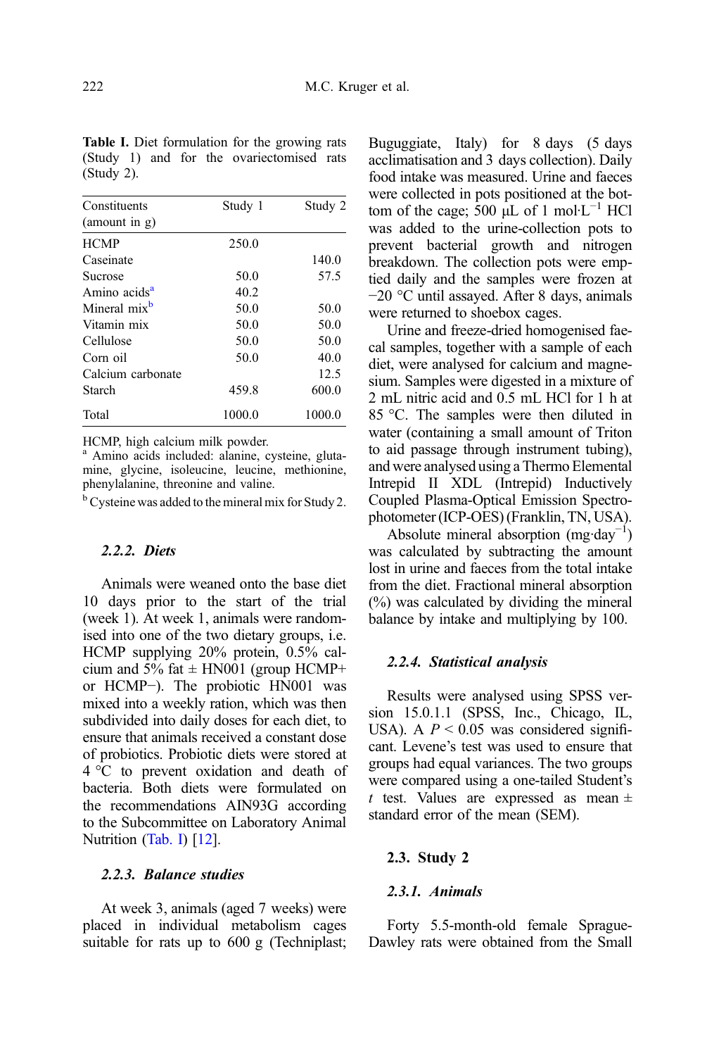**Table I.** Diet formulation for the growing rats (Study 1) and for the ovariectomised rats (Study 2).

| Constituents (amount in g) | Study 1 | Study 2 |
|---|---|---|
| HCMP | 250.0 | |
| Caseinate | | 140.0 |
| Sucrose | 50.0 | 57.5 |
| Amino acids[a] | 40.2 | |
| Mineral mix[b] | 50.0 | 50.0 |
| Vitamin mix | 50.0 | 50.0 |
| Cellulose | 50.0 | 50.0 |
| Corn oil | 50.0 | 40.0 |
| Calcium carbonate | | 12.5 |
| Starch | 459.8 | 600.0 |
| Total | 1000.0 | 1000.0 |

HCMP, high calcium milk powder.
[a] Amino acids included: alanine, cysteine, glutamine, glycine, isoleucine, leucine, methionine, phenylalanine, threonine and valine.
[b] Cysteine was added to the mineral mix for Study 2.

#### 2.2.2. Diets

Animals were weaned onto the base diet 10 days prior to the start of the trial (week 1). At week 1, animals were randomised into one of the two dietary groups, i.e. HCMP supplying 20% protein, 0.5% calcium and 5% fat ± HN001 (group HCMP+ or HCMP−). The probiotic HN001 was mixed into a weekly ration, which was then subdivided into daily doses for each diet, to ensure that animals received a constant dose of probiotics. Probiotic diets were stored at 4 °C to prevent oxidation and death of bacteria. Both diets were formulated on the recommendations AIN93G according to the Subcommittee on Laboratory Animal Nutrition (Tab. I) [12].

#### 2.2.3. Balance studies

At week 3, animals (aged 7 weeks) were placed in individual metabolism cages suitable for rats up to 600 g (Techniplast; Buguggiate, Italy) for 8 days (5 days acclimatisation and 3 days collection). Daily food intake was measured. Urine and faeces were collected in pots positioned at the bottom of the cage; 500 μL of 1 $mol{\cdot}L^{-1}$ HCl was added to the urine-collection pots to prevent bacterial growth and nitrogen breakdown. The collection pots were emptied daily and the samples were frozen at −20 °C until assayed. After 8 days, animals were returned to shoebox cages.

Urine and freeze-dried homogenised faecal samples, together with a sample of each diet, were analysed for calcium and magnesium. Samples were digested in a mixture of 2 mL nitric acid and 0.5 mL HCl for 1 h at 85 °C. The samples were then diluted in water (containing a small amount of Triton to aid passage through instrument tubing), and were analysed using a Thermo Elemental Intrepid II XDL (Intrepid) Inductively Coupled Plasma-Optical Emission Spectrophotometer (ICP-OES) (Franklin, TN, USA).

Absolute mineral absorption ($mg{\cdot}day^{-1}$) was calculated by subtracting the amount lost in urine and faeces from the total intake from the diet. Fractional mineral absorption (%) was calculated by dividing the mineral balance by intake and multiplying by 100.

#### 2.2.4. Statistical analysis

Results were analysed using SPSS version 15.0.1.1 (SPSS, Inc., Chicago, IL, USA). A $P < 0.05$ was considered significant. Levene's test was used to ensure that groups had equal variances. The two groups were compared using a one-tailed Student's $t$ test. Values are expressed as mean ± standard error of the mean (SEM).

### 2.3. Study 2

#### 2.3.1. Animals

Forty 5.5-month-old female Sprague-Dawley rats were obtained from the Small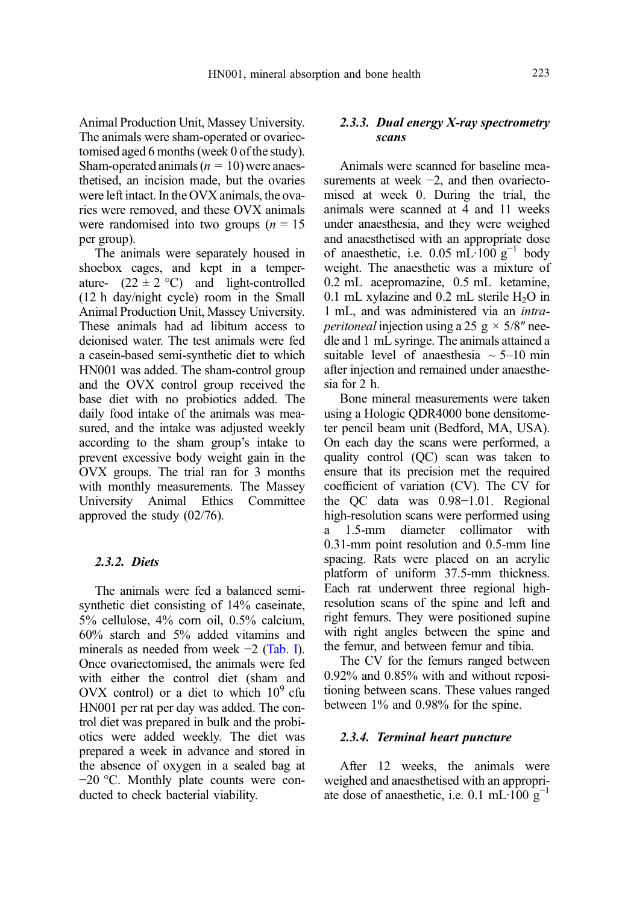Animal Production Unit, Massey University. The animals were sham-operated or ovariectomised aged 6 months (week 0 of the study). Sham-operated animals ($n$ = 10) were anaesthetised, an incision made, but the ovaries were left intact. In the OVX animals, the ovaries were removed, and these OVX animals were randomised into two groups ($n$ = 15 per group).

The animals were separately housed in shoebox cages, and kept in a temperature- (22 ± 2 °C) and light-controlled (12 h day/night cycle) room in the Small Animal Production Unit, Massey University. These animals had ad libitum access to deionised water. The test animals were fed a casein-based semi-synthetic diet to which HN001 was added. The sham-control group and the OVX control group received the base diet with no probiotics added. The daily food intake of the animals was measured, and the intake was adjusted weekly according to the sham group's intake to prevent excessive body weight gain in the OVX groups. The trial ran for 3 months with monthly measurements. The Massey University Animal Ethics Committee approved the study (02/76).

#### 2.3.2. Diets

The animals were fed a balanced semi-synthetic diet consisting of 14% caseinate, 5% cellulose, 4% corn oil, 0.5% calcium, 60% starch and 5% added vitamins and minerals as needed from week −2 (Tab. I). Once ovariectomised, the animals were fed with either the control diet (sham and OVX control) or a diet to which $10^9$ cfu HN001 per rat per day was added. The control diet was prepared in bulk and the probiotics were added weekly. The diet was prepared a week in advance and stored in the absence of oxygen in a sealed bag at −20 °C. Monthly plate counts were conducted to check bacterial viability.

#### 2.3.3. Dual energy X-ray spectrometry scans

Animals were scanned for baseline measurements at week −2, and then ovariectomised at week 0. During the trial, the animals were scanned at 4 and 11 weeks under anaesthesia, and they were weighed and anaesthetised with an appropriate dose of anaesthetic, i.e. $0.05\ mL \cdot 100\ g^{-1}$ body weight. The anaesthetic was a mixture of 0.2 mL acepromazine, 0.5 mL ketamine, 0.1 mL xylazine and 0.2 mL sterile $H_2O$ in 1 mL, and was administered via an *intraperitoneal* injection using a 25 g × 5/8″ needle and 1 mL syringe. The animals attained a suitable level of anaesthesia ~ 5–10 min after injection and remained under anaesthesia for 2 h.

Bone mineral measurements were taken using a Hologic QDR4000 bone densitometer pencil beam unit (Bedford, MA, USA). On each day the scans were performed, a quality control (QC) scan was taken to ensure that its precision met the required coefficient of variation (CV). The CV for the QC data was 0.98−1.01. Regional high-resolution scans were performed using a 1.5-mm diameter collimator with 0.31-mm point resolution and 0.5-mm line spacing. Rats were placed on an acrylic platform of uniform 37.5-mm thickness. Each rat underwent three regional high-resolution scans of the spine and left and right femurs. They were positioned supine with right angles between the spine and the femur, and between femur and tibia.

The CV for the femurs ranged between 0.92% and 0.85% with and without repositioning between scans. These values ranged between 1% and 0.98% for the spine.

#### 2.3.4. Terminal heart puncture

After 12 weeks, the animals were weighed and anaesthetised with an appropriate dose of anaesthetic, i.e. $0.1\ mL \cdot 100\ g^{-1}$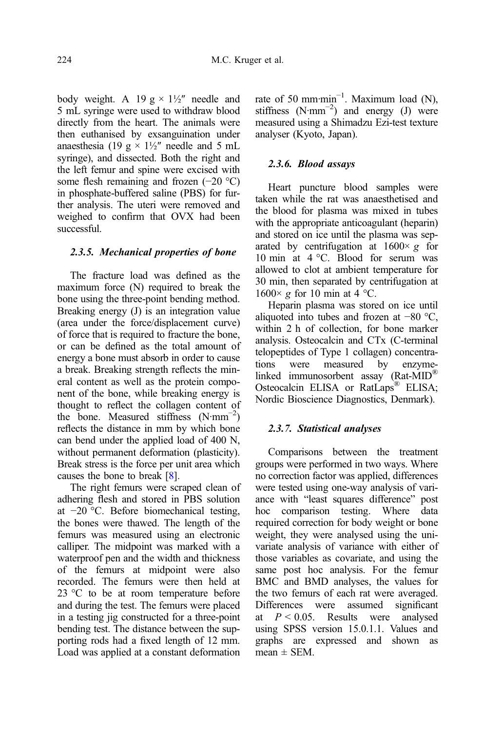body weight. A 19 g × 1½″ needle and 5 mL syringe were used to withdraw blood directly from the heart. The animals were then euthanised by exsanguination under anaesthesia (19 g × 1½″ needle and 5 mL syringe), and dissected. Both the right and the left femur and spine were excised with some flesh remaining and frozen (−20 °C) in phosphate-buffered saline (PBS) for further analysis. The uteri were removed and weighed to confirm that OVX had been successful.

### 2.3.5. Mechanical properties of bone

The fracture load was defined as the maximum force (N) required to break the bone using the three-point bending method. Breaking energy (J) is an integration value (area under the force/displacement curve) of force that is required to fracture the bone, or can be defined as the total amount of energy a bone must absorb in order to cause a break. Breaking strength reflects the mineral content as well as the protein component of the bone, while breaking energy is thought to reflect the collagen content of the bone. Measured stiffness ($N \cdot mm^{-2}$) reflects the distance in mm by which bone can bend under the applied load of 400 N, without permanent deformation (plasticity). Break stress is the force per unit area which causes the bone to break [8].

The right femurs were scraped clean of adhering flesh and stored in PBS solution at −20 °C. Before biomechanical testing, the bones were thawed. The length of the femurs was measured using an electronic calliper. The midpoint was marked with a waterproof pen and the width and thickness of the femurs at midpoint were also recorded. The femurs were then held at 23 °C to be at room temperature before and during the test. The femurs were placed in a testing jig constructed for a three-point bending test. The distance between the supporting rods had a fixed length of 12 mm. Load was applied at a constant deformation rate of 50 $mm \cdot min^{-1}$. Maximum load (N), stiffness ($N \cdot mm^{-2}$) and energy (J) were measured using a Shimadzu Ezi-test texture analyser (Kyoto, Japan).

### 2.3.6. Blood assays

Heart puncture blood samples were taken while the rat was anaesthetised and the blood for plasma was mixed in tubes with the appropriate anticoagulant (heparin) and stored on ice until the plasma was separated by centrifugation at 1600× *g* for 10 min at 4 °C. Blood for serum was allowed to clot at ambient temperature for 30 min, then separated by centrifugation at 1600× *g* for 10 min at 4 °C.

Heparin plasma was stored on ice until aliquoted into tubes and frozen at −80 °C, within 2 h of collection, for bone marker analysis. Osteocalcin and CTx (C-terminal telopeptides of Type 1 collagen) concentrations were measured by enzyme-linked immunosorbent assay (Rat-MID® Osteocalcin ELISA or RatLaps® ELISA; Nordic Bioscience Diagnostics, Denmark).

### 2.3.7. Statistical analyses

Comparisons between the treatment groups were performed in two ways. Where no correction factor was applied, differences were tested using one-way analysis of variance with "least squares difference" post hoc comparison testing. Where data required correction for body weight or bone weight, they were analysed using the univariate analysis of variance with either of those variables as covariate, and using the same post hoc analysis. For the femur BMC and BMD analyses, the values for the two femurs of each rat were averaged. Differences were assumed significant at $P < 0.05$. Results were analysed using SPSS version 15.0.1.1. Values and graphs are expressed and shown as mean ± SEM.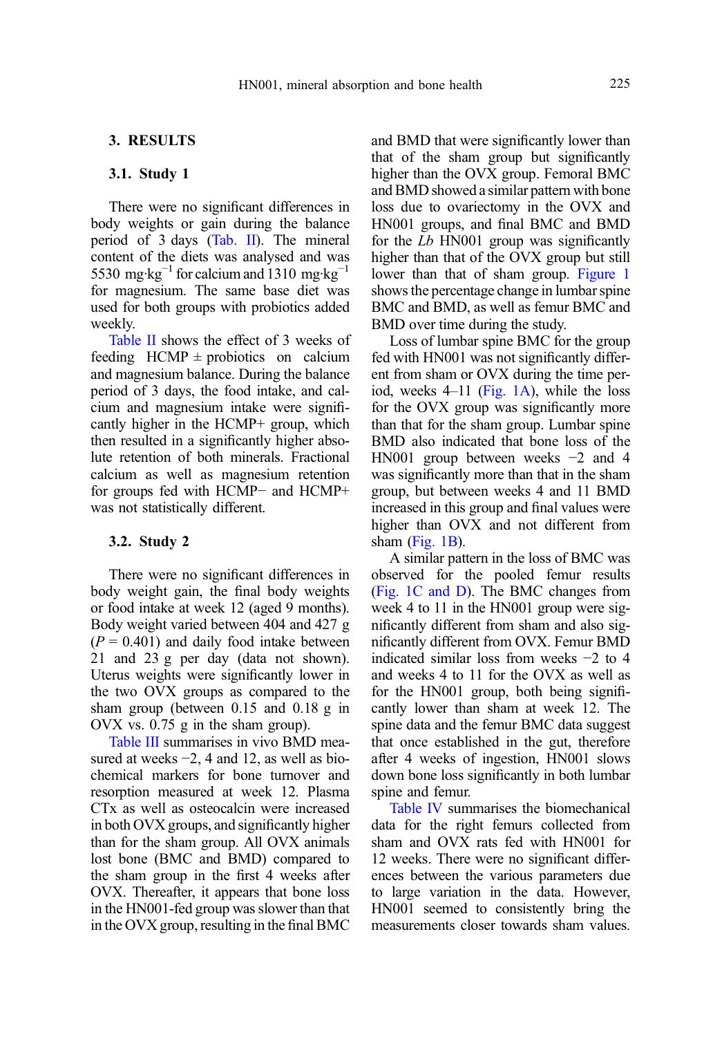## 3. RESULTS

### 3.1. Study 1

There were no significant differences in body weights or gain during the balance period of 3 days (Tab. II). The mineral content of the diets was analysed and was 5530 mg·kg$^{-1}$ for calcium and 1310 mg·kg$^{-1}$ for magnesium. The same base diet was used for both groups with probiotics added weekly.

Table II shows the effect of 3 weeks of feeding HCMP ± probiotics on calcium and magnesium balance. During the balance period of 3 days, the food intake, and calcium and magnesium intake were significantly higher in the HCMP+ group, which then resulted in a significantly higher absolute retention of both minerals. Fractional calcium as well as magnesium retention for groups fed with HCMP− and HCMP+ was not statistically different.

### 3.2. Study 2

There were no significant differences in body weight gain, the final body weights or food intake at week 12 (aged 9 months). Body weight varied between 404 and 427 g ($P = 0.401$) and daily food intake between 21 and 23 g per day (data not shown). Uterus weights were significantly lower in the two OVX groups as compared to the sham group (between 0.15 and 0.18 g in OVX vs. 0.75 g in the sham group).

Table III summarises in vivo BMD measured at weeks −2, 4 and 12, as well as biochemical markers for bone turnover and resorption measured at week 12. Plasma CTx as well as osteocalcin were increased in both OVX groups, and significantly higher than for the sham group. All OVX animals lost bone (BMC and BMD) compared to the sham group in the first 4 weeks after OVX. Thereafter, it appears that bone loss in the HN001-fed group was slower than that in the OVX group, resulting in the final BMC and BMD that were significantly lower than that of the sham group but significantly higher than the OVX group. Femoral BMC and BMD showed a similar pattern with bone loss due to ovariectomy in the OVX and HN001 groups, and final BMC and BMD for the *Lb* HN001 group was significantly higher than that of the OVX group but still lower than that of sham group. Figure 1 shows the percentage change in lumbar spine BMC and BMD, as well as femur BMC and BMD over time during the study.

Loss of lumbar spine BMC for the group fed with HN001 was not significantly different from sham or OVX during the time period, weeks 4–11 (Fig. 1A), while the loss for the OVX group was significantly more than that for the sham group. Lumbar spine BMD also indicated that bone loss of the HN001 group between weeks −2 and 4 was significantly more than that in the sham group, but between weeks 4 and 11 BMD increased in this group and final values were higher than OVX and not different from sham (Fig. 1B).

A similar pattern in the loss of BMC was observed for the pooled femur results (Fig. 1C and D). The BMC changes from week 4 to 11 in the HN001 group were significantly different from sham and also significantly different from OVX. Femur BMD indicated similar loss from weeks −2 to 4 and weeks 4 to 11 for the OVX as well as for the HN001 group, both being significantly lower than sham at week 12. The spine data and the femur BMC data suggest that once established in the gut, therefore after 4 weeks of ingestion, HN001 slows down bone loss significantly in both lumbar spine and femur.

Table IV summarises the biomechanical data for the right femurs collected from sham and OVX rats fed with HN001 for 12 weeks. There were no significant differences between the various parameters due to large variation in the data. However, HN001 seemed to consistently bring the measurements closer towards sham values.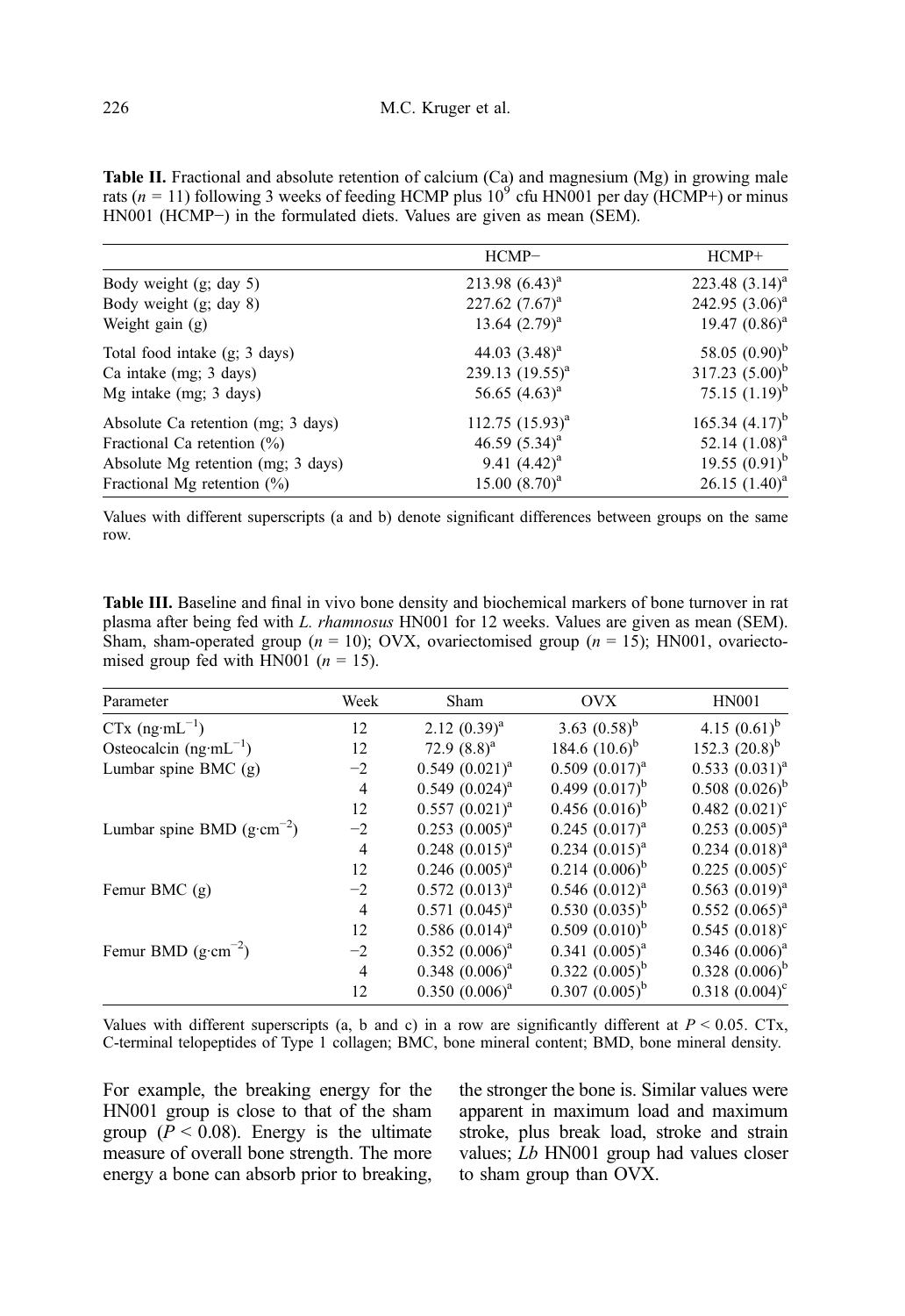**Table II.** Fractional and absolute retention of calcium (Ca) and magnesium (Mg) in growing male rats ($n$ = 11) following 3 weeks of feeding HCMP plus $10^9$ cfu HN001 per day (HCMP+) or minus HN001 (HCMP−) in the formulated diets. Values are given as mean (SEM).

| | HCMP− | HCMP+ |
|---|---|---|
| Body weight (g; day 5) | 213.98 (6.43)[a] | 223.48 (3.14)[a] |
| Body weight (g; day 8) | 227.62 (7.67)[a] | 242.95 (3.06)[a] |
| Weight gain (g) | 13.64 (2.79)[a] | 19.47 (0.86)[a] |
| Total food intake (g; 3 days) | 44.03 (3.48)[a] | 58.05 (0.90)[b] |
| Ca intake (mg; 3 days) | 239.13 (19.55)[a] | 317.23 (5.00)[b] |
| Mg intake (mg; 3 days) | 56.65 (4.63)[a] | 75.15 (1.19)[b] |
| Absolute Ca retention (mg; 3 days) | 112.75 (15.93)[a] | 165.34 (4.17)[b] |
| Fractional Ca retention (%) | 46.59 (5.34)[a] | 52.14 (1.08)[a] |
| Absolute Mg retention (mg; 3 days) | 9.41 (4.42)[a] | 19.55 (0.91)[b] |
| Fractional Mg retention (%) | 15.00 (8.70)[a] | 26.15 (1.40)[a] |

Values with different superscripts (a and b) denote significant differences between groups on the same row.

**Table III.** Baseline and final in vivo bone density and biochemical markers of bone turnover in rat plasma after being fed with *L. rhamnosus* HN001 for 12 weeks. Values are given as mean (SEM). Sham, sham-operated group ($n$ = 10); OVX, ovariectomised group ($n$ = 15); HN001, ovariectomised group fed with HN001 ($n$ = 15).

| Parameter | Week | Sham | OVX | HN001 |
|---|---|---|---|---|
| CTx ($ng{\cdot}mL^{-1}$) | 12 | 2.12 (0.39)[a] | 3.63 (0.58)[b] | 4.15 (0.61)[b] |
| Osteocalcin ($ng{\cdot}mL^{-1}$) | 12 | 72.9 (8.8)[a] | 184.6 (10.6)[b] | 152.3 (20.8)[b] |
| Lumbar spine BMC (g) | −2 | 0.549 (0.021)[a] | 0.509 (0.017)[a] | 0.533 (0.031)[a] |
| | 4 | 0.549 (0.024)[a] | 0.499 (0.017)[b] | 0.508 (0.026)[b] |
| | 12 | 0.557 (0.021)[a] | 0.456 (0.016)[b] | 0.482 (0.021)[c] |
| Lumbar spine BMD ($g{\cdot}cm^{-2}$) | −2 | 0.253 (0.005)[a] | 0.245 (0.017)[a] | 0.253 (0.005)[a] |
| | 4 | 0.248 (0.015)[a] | 0.234 (0.015)[a] | 0.234 (0.018)[a] |
| | 12 | 0.246 (0.005)[a] | 0.214 (0.006)[b] | 0.225 (0.005)[c] |
| Femur BMC (g) | −2 | 0.572 (0.013)[a] | 0.546 (0.012)[a] | 0.563 (0.019)[a] |
| | 4 | 0.571 (0.045)[a] | 0.530 (0.035)[b] | 0.552 (0.065)[a] |
| | 12 | 0.586 (0.014)[a] | 0.509 (0.010)[b] | 0.545 (0.018)[c] |
| Femur BMD ($g{\cdot}cm^{-2}$) | −2 | 0.352 (0.006)[a] | 0.341 (0.005)[a] | 0.346 (0.006)[a] |
| | 4 | 0.348 (0.006)[a] | 0.322 (0.005)[b] | 0.328 (0.006)[b] |
| | 12 | 0.350 (0.006)[a] | 0.307 (0.005)[b] | 0.318 (0.004)[c] |

Values with different superscripts (a, b and c) in a row are significantly different at $P < 0.05$. CTx, C-terminal telopeptides of Type 1 collagen; BMC, bone mineral content; BMD, bone mineral density.

For example, the breaking energy for the HN001 group is close to that of the sham group ($P < 0.08$). Energy is the ultimate measure of overall bone strength. The more energy a bone can absorb prior to breaking, the stronger the bone is. Similar values were apparent in maximum load and maximum stroke, plus break load, stroke and strain values; *Lb* HN001 group had values closer to sham group than OVX.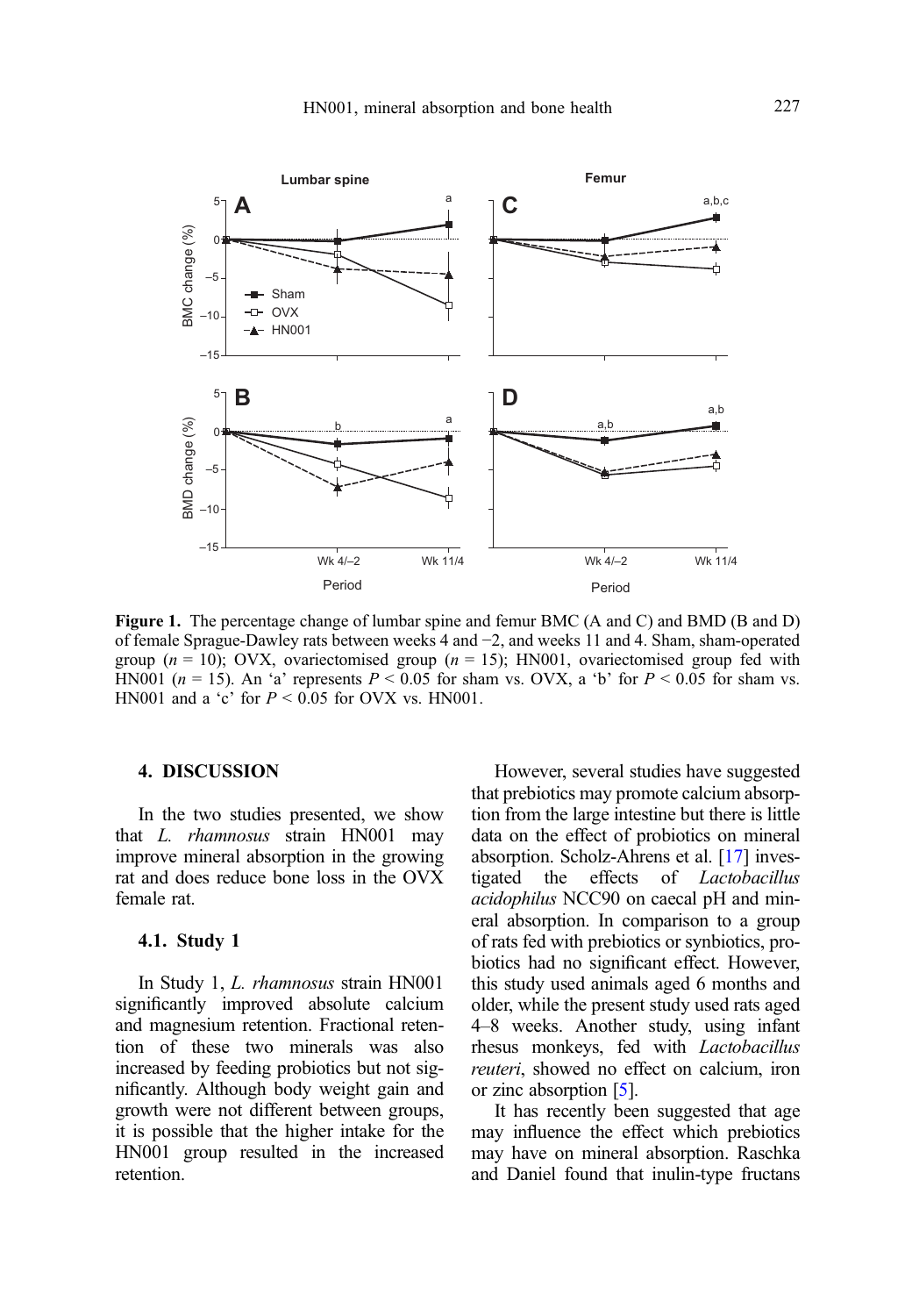**Figure 1.** The percentage change of lumbar spine and femur BMC (A and C) and BMD (B and D) of female Sprague-Dawley rats between weeks 4 and −2, and weeks 11 and 4. Sham, sham-operated group ($n = 10$); OVX, ovariectomised group ($n = 15$); HN001, ovariectomised group fed with HN001 ($n = 15$). An 'a' represents $P < 0.05$ for sham vs. OVX, a 'b' for $P < 0.05$ for sham vs. HN001 and a 'c' for $P < 0.05$ for OVX vs. HN001.

## 4. DISCUSSION

In the two studies presented, we show that *L. rhamnosus* strain HN001 may improve mineral absorption in the growing rat and does reduce bone loss in the OVX female rat.

### 4.1. Study 1

In Study 1, *L. rhamnosus* strain HN001 significantly improved absolute calcium and magnesium retention. Fractional retention of these two minerals was also increased by feeding probiotics but not significantly. Although body weight gain and growth were not different between groups, it is possible that the higher intake for the HN001 group resulted in the increased retention.

However, several studies have suggested that prebiotics may promote calcium absorption from the large intestine but there is little data on the effect of probiotics on mineral absorption. Scholz-Ahrens et al. [17] investigated the effects of *Lactobacillus acidophilus* NCC90 on caecal pH and mineral absorption. In comparison to a group of rats fed with prebiotics or synbiotics, probiotics had no significant effect. However, this study used animals aged 6 months and older, while the present study used rats aged 4–8 weeks. Another study, using infant rhesus monkeys, fed with *Lactobacillus reuteri*, showed no effect on calcium, iron or zinc absorption [5].

It has recently been suggested that age may influence the effect which prebiotics may have on mineral absorption. Raschka and Daniel found that inulin-type fructans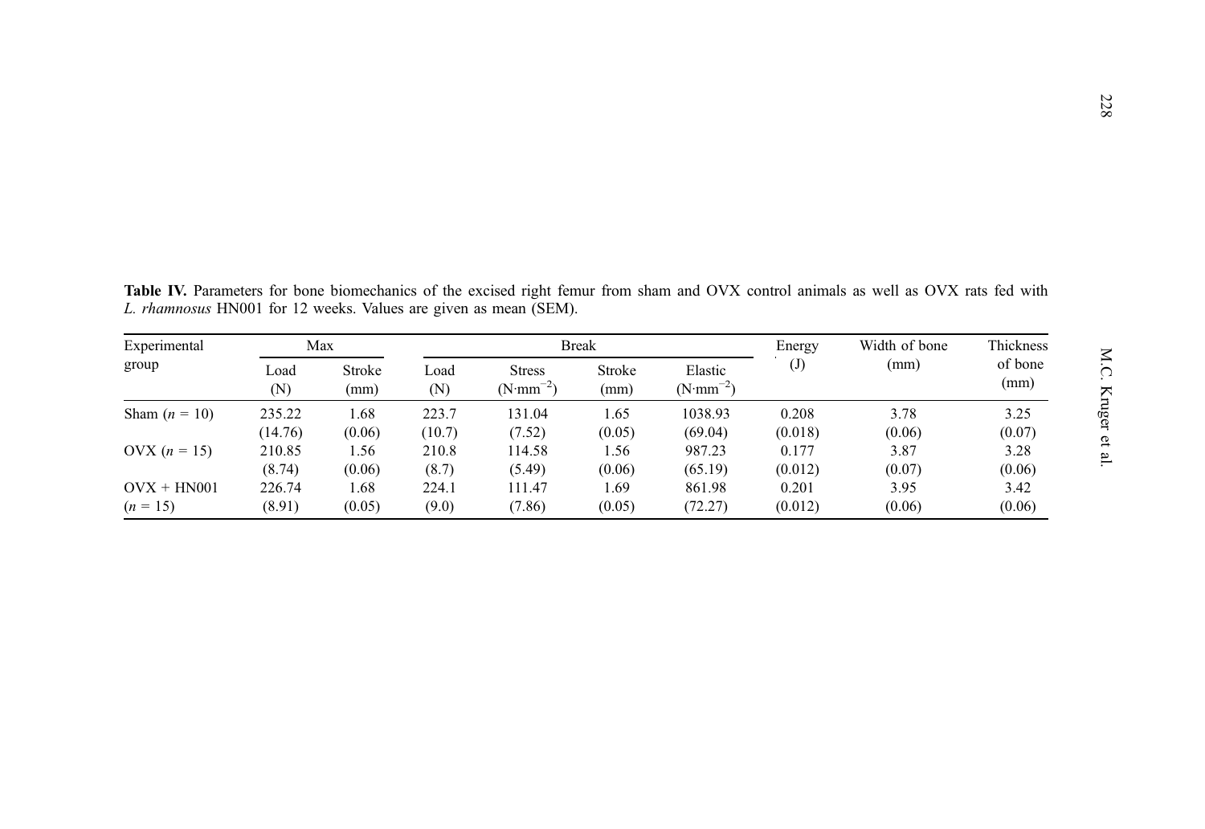**Table IV.** Parameters for bone biomechanics of the excised right femur from sham and OVX control animals as well as OVX rats fed with *L. rhamnosus* HN001 for 12 weeks. Values are given as mean (SEM).

| Experimental group | Max | | Break | | | | Energy (J) | Width of bone (mm) | Thickness of bone (mm) |
|---|---|---|---|---|---|---|---|---|---|
| | Load (N) | Stroke (mm) | Load (N) | Stress ($N{\cdot}mm^{-2}$) | Stroke (mm) | Elastic ($N{\cdot}mm^{-2}$) | | | |
| Sham ($n$ = 10) | 235.22 (14.76) | 1.68 (0.06) | 223.7 (10.7) | 131.04 (7.52) | 1.65 (0.05) | 1038.93 (69.04) | 0.208 (0.018) | 3.78 (0.06) | 3.25 (0.07) |
| OVX ($n$ = 15) | 210.85 (8.74) | 1.56 (0.06) | 210.8 (8.7) | 114.58 (5.49) | 1.56 (0.06) | 987.23 (65.19) | 0.177 (0.012) | 3.87 (0.07) | 3.28 (0.06) |
| OVX + HN001 ($n$ = 15) | 226.74 (8.91) | 1.68 (0.05) | 224.1 (9.0) | 111.47 (7.86) | 1.69 (0.05) | 861.98 (72.27) | 0.201 (0.012) | 3.95 (0.06) | 3.42 (0.06) |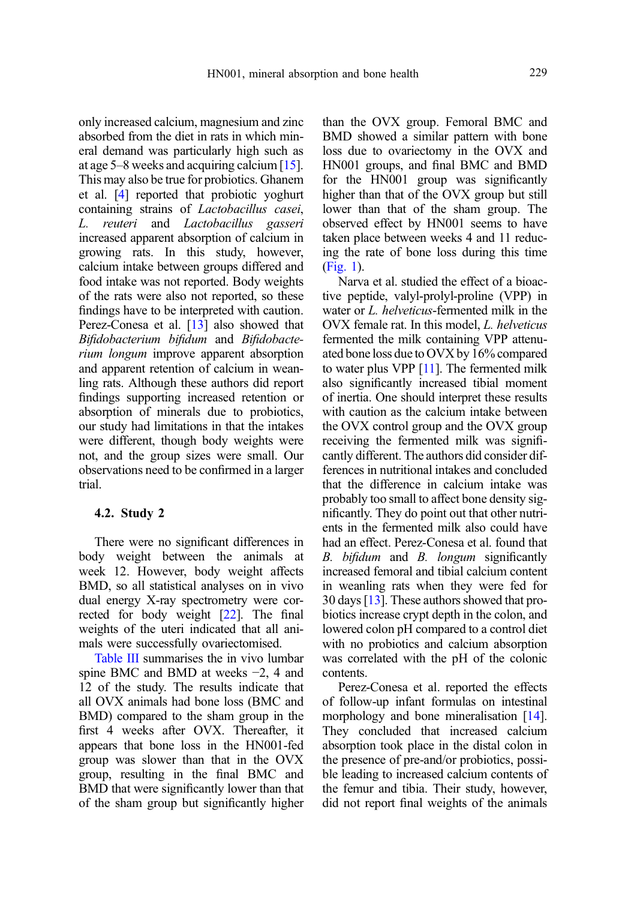only increased calcium, magnesium and zinc absorbed from the diet in rats in which mineral demand was particularly high such as at age 5–8 weeks and acquiring calcium [15]. This may also be true for probiotics. Ghanem et al. [4] reported that probiotic yoghurt containing strains of *Lactobacillus casei*, *L. reuteri* and *Lactobacillus gasseri* increased apparent absorption of calcium in growing rats. In this study, however, calcium intake between groups differed and food intake was not reported. Body weights of the rats were also not reported, so these findings have to be interpreted with caution. Perez-Conesa et al. [13] also showed that *Bifidobacterium bifidum* and *Bifidobacterium longum* improve apparent absorption and apparent retention of calcium in weanling rats. Although these authors did report findings supporting increased retention or absorption of minerals due to probiotics, our study had limitations in that the intakes were different, though body weights were not, and the group sizes were small. Our observations need to be confirmed in a larger trial.

### 4.2. Study 2

There were no significant differences in body weight between the animals at week 12. However, body weight affects BMD, so all statistical analyses on in vivo dual energy X-ray spectrometry were corrected for body weight [22]. The final weights of the uteri indicated that all animals were successfully ovariectomised.

Table III summarises the in vivo lumbar spine BMC and BMD at weeks −2, 4 and 12 of the study. The results indicate that all OVX animals had bone loss (BMC and BMD) compared to the sham group in the first 4 weeks after OVX. Thereafter, it appears that bone loss in the HN001-fed group was slower than that in the OVX group, resulting in the final BMC and BMD that were significantly lower than that of the sham group but significantly higher than the OVX group. Femoral BMC and BMD showed a similar pattern with bone loss due to ovariectomy in the OVX and HN001 groups, and final BMC and BMD for the HN001 group was significantly higher than that of the OVX group but still lower than that of the sham group. The observed effect by HN001 seems to have taken place between weeks 4 and 11 reducing the rate of bone loss during this time (Fig. 1).

Narva et al. studied the effect of a bioactive peptide, valyl-prolyl-proline (VPP) in water or *L. helveticus*-fermented milk in the OVX female rat. In this model, *L. helveticus* fermented the milk containing VPP attenuated bone loss due to OVX by 16% compared to water plus VPP [11]. The fermented milk also significantly increased tibial moment of inertia. One should interpret these results with caution as the calcium intake between the OVX control group and the OVX group receiving the fermented milk was significantly different. The authors did consider differences in nutritional intakes and concluded that the difference in calcium intake was probably too small to affect bone density significantly. They do point out that other nutrients in the fermented milk also could have had an effect. Perez-Conesa et al. found that *B. bifidum* and *B. longum* significantly increased femoral and tibial calcium content in weanling rats when they were fed for 30 days [13]. These authors showed that probiotics increase crypt depth in the colon, and lowered colon pH compared to a control diet with no probiotics and calcium absorption was correlated with the pH of the colonic contents.

Perez-Conesa et al. reported the effects of follow-up infant formulas on intestinal morphology and bone mineralisation [14]. They concluded that increased calcium absorption took place in the distal colon in the presence of pre-and/or probiotics, possible leading to increased calcium contents of the femur and tibia. Their study, however, did not report final weights of the animals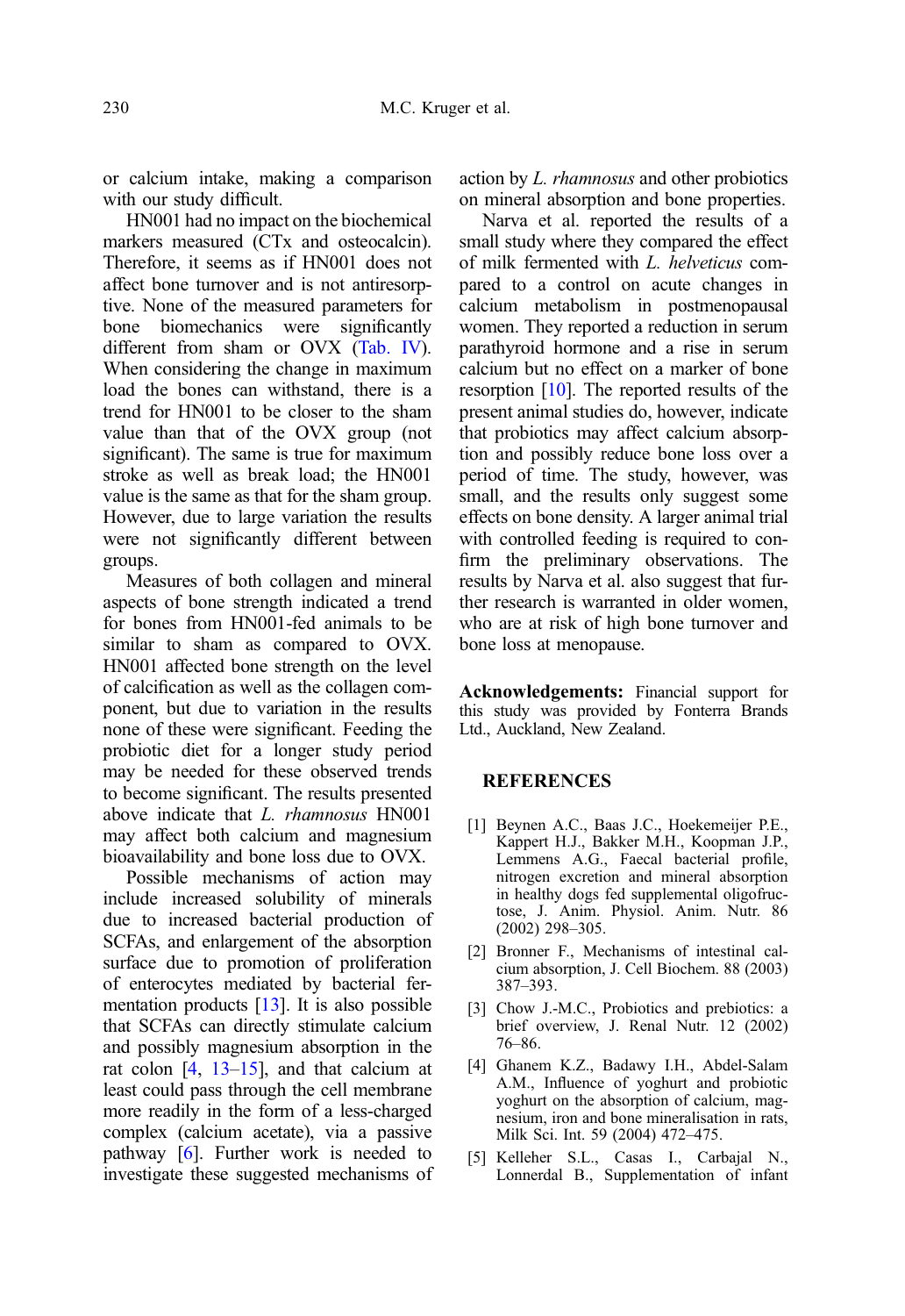or calcium intake, making a comparison with our study difficult.

HN001 had no impact on the biochemical markers measured (CTx and osteocalcin). Therefore, it seems as if HN001 does not affect bone turnover and is not antiresorptive. None of the measured parameters for bone biomechanics were significantly different from sham or OVX (Tab. IV). When considering the change in maximum load the bones can withstand, there is a trend for HN001 to be closer to the sham value than that of the OVX group (not significant). The same is true for maximum stroke as well as break load; the HN001 value is the same as that for the sham group. However, due to large variation the results were not significantly different between groups.

Measures of both collagen and mineral aspects of bone strength indicated a trend for bones from HN001-fed animals to be similar to sham as compared to OVX. HN001 affected bone strength on the level of calcification as well as the collagen component, but due to variation in the results none of these were significant. Feeding the probiotic diet for a longer study period may be needed for these observed trends to become significant. The results presented above indicate that *L. rhamnosus* HN001 may affect both calcium and magnesium bioavailability and bone loss due to OVX.

Possible mechanisms of action may include increased solubility of minerals due to increased bacterial production of SCFAs, and enlargement of the absorption surface due to promotion of proliferation of enterocytes mediated by bacterial fermentation products [13]. It is also possible that SCFAs can directly stimulate calcium and possibly magnesium absorption in the rat colon [4, 13–15], and that calcium at least could pass through the cell membrane more readily in the form of a less-charged complex (calcium acetate), via a passive pathway [6]. Further work is needed to investigate these suggested mechanisms of action by *L. rhamnosus* and other probiotics on mineral absorption and bone properties.

Narva et al. reported the results of a small study where they compared the effect of milk fermented with *L. helveticus* compared to a control on acute changes in calcium metabolism in postmenopausal women. They reported a reduction in serum parathyroid hormone and a rise in serum calcium but no effect on a marker of bone resorption [10]. The reported results of the present animal studies do, however, indicate that probiotics may affect calcium absorption and possibly reduce bone loss over a period of time. The study, however, was small, and the results only suggest some effects on bone density. A larger animal trial with controlled feeding is required to confirm the preliminary observations. The results by Narva et al. also suggest that further research is warranted in older women, who are at risk of high bone turnover and bone loss at menopause.

**Acknowledgements:** Financial support for this study was provided by Fonterra Brands Ltd., Auckland, New Zealand.

## REFERENCES

[1] Beynen A.C., Baas J.C., Hoekemeijer P.E., Kappert H.J., Bakker M.H., Koopman J.P., Lemmens A.G., Faecal bacterial profile, nitrogen excretion and mineral absorption in healthy dogs fed supplemental oligofructose, J. Anim. Physiol. Anim. Nutr. 86 (2002) 298–305.

[2] Bronner F., Mechanisms of intestinal calcium absorption, J. Cell Biochem. 88 (2003) 387–393.

[3] Chow J.-M.C., Probiotics and prebiotics: a brief overview, J. Renal Nutr. 12 (2002) 76–86.

[4] Ghanem K.Z., Badawy I.H., Abdel-Salam A.M., Influence of yoghurt and probiotic yoghurt on the absorption of calcium, magnesium, iron and bone mineralisation in rats, Milk Sci. Int. 59 (2004) 472–475.

[5] Kelleher S.L., Casas I., Carbajal N., Lonnerdal B., Supplementation of infant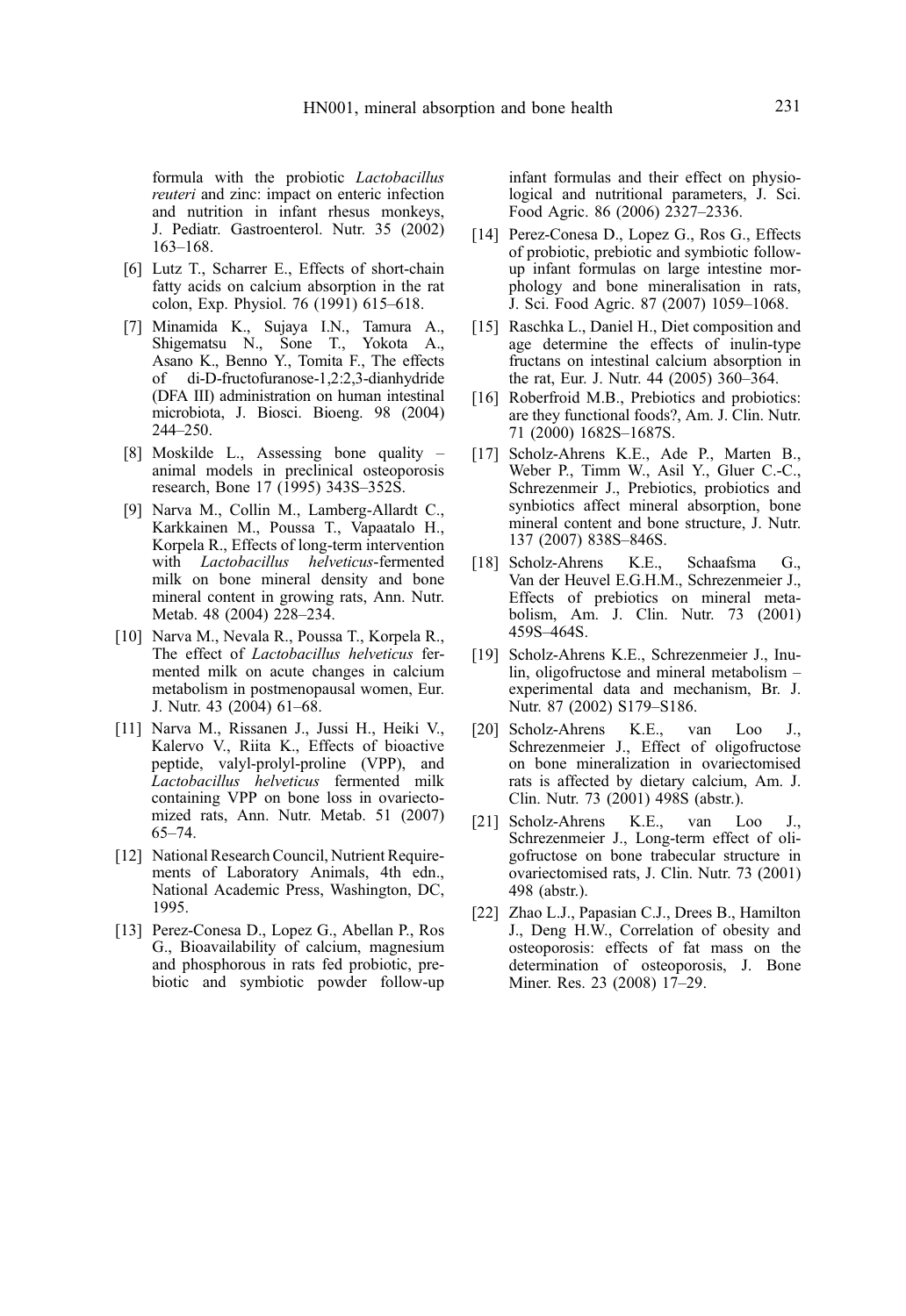formula with the probiotic *Lactobacillus reuteri* and zinc: impact on enteric infection and nutrition in infant rhesus monkeys, J. Pediatr. Gastroenterol. Nutr. 35 (2002) 163–168.

[6] Lutz T., Scharrer E., Effects of short-chain fatty acids on calcium absorption in the rat colon, Exp. Physiol. 76 (1991) 615–618.

[7] Minamida K., Sujaya I.N., Tamura A., Shigematsu N., Sone T., Yokota A., Asano K., Benno Y., Tomita F., The effects of di-D-fructofuranose-1,2:2,3-dianhydride (DFA III) administration on human intestinal microbiota, J. Biosci. Bioeng. 98 (2004) 244–250.

[8] Moskilde L., Assessing bone quality – animal models in preclinical osteoporosis research, Bone 17 (1995) 343S–352S.

[9] Narva M., Collin M., Lamberg-Allardt C., Karkkainen M., Poussa T., Vapaatalo H., Korpela R., Effects of long-term intervention with *Lactobacillus helveticus*-fermented milk on bone mineral density and bone mineral content in growing rats, Ann. Nutr. Metab. 48 (2004) 228–234.

[10] Narva M., Nevala R., Poussa T., Korpela R., The effect of *Lactobacillus helveticus* fermented milk on acute changes in calcium metabolism in postmenopausal women, Eur. J. Nutr. 43 (2004) 61–68.

[11] Narva M., Rissanen J., Jussi H., Heiki V., Kalervo V., Riita K., Effects of bioactive peptide, valyl-prolyl-proline (VPP), and *Lactobacillus helveticus* fermented milk containing VPP on bone loss in ovariectomized rats, Ann. Nutr. Metab. 51 (2007) 65–74.

[12] National Research Council, Nutrient Requirements of Laboratory Animals, 4th edn., National Academic Press, Washington, DC, 1995.

[13] Perez-Conesa D., Lopez G., Abellan P., Ros G., Bioavailability of calcium, magnesium and phosphorous in rats fed probiotic, prebiotic and symbiotic powder follow-up infant formulas and their effect on physiological and nutritional parameters, J. Sci. Food Agric. 86 (2006) 2327–2336.

[14] Perez-Conesa D., Lopez G., Ros G., Effects of probiotic, prebiotic and symbiotic follow-up infant formulas on large intestine morphology and bone mineralisation in rats, J. Sci. Food Agric. 87 (2007) 1059–1068.

[15] Raschka L., Daniel H., Diet composition and age determine the effects of inulin-type fructans on intestinal calcium absorption in the rat, Eur. J. Nutr. 44 (2005) 360–364.

[16] Roberfroid M.B., Prebiotics and probiotics: are they functional foods?, Am. J. Clin. Nutr. 71 (2000) 1682S–1687S.

[17] Scholz-Ahrens K.E., Ade P., Marten B., Weber P., Timm W., Asil Y., Gluer C.-C., Schrezenmeir J., Prebiotics, probiotics and synbiotics affect mineral absorption, bone mineral content and bone structure, J. Nutr. 137 (2007) 838S–846S.

[18] Scholz-Ahrens K.E., Schaafsma G., Van der Heuvel E.G.H.M., Schrezenmeier J., Effects of prebiotics on mineral metabolism, Am. J. Clin. Nutr. 73 (2001) 459S–464S.

[19] Scholz-Ahrens K.E., Schrezenmeier J., Inulin, oligofructose and mineral metabolism – experimental data and mechanism, Br. J. Nutr. 87 (2002) S179–S186.

[20] Scholz-Ahrens K.E., van Loo J., Schrezenmeier J., Effect of oligofructose on bone mineralization in ovariectomised rats is affected by dietary calcium, Am. J. Clin. Nutr. 73 (2001) 498S (abstr.).

[21] Scholz-Ahrens K.E., van Loo J., Schrezenmeier J., Long-term effect of oligofructose on bone trabecular structure in ovariectomised rats, J. Clin. Nutr. 73 (2001) 498 (abstr.).

[22] Zhao L.J., Papasian C.J., Drees B., Hamilton J., Deng H.W., Correlation of obesity and osteoporosis: effects of fat mass on the determination of osteoporosis, J. Bone Miner. Res. 23 (2008) 17–29.